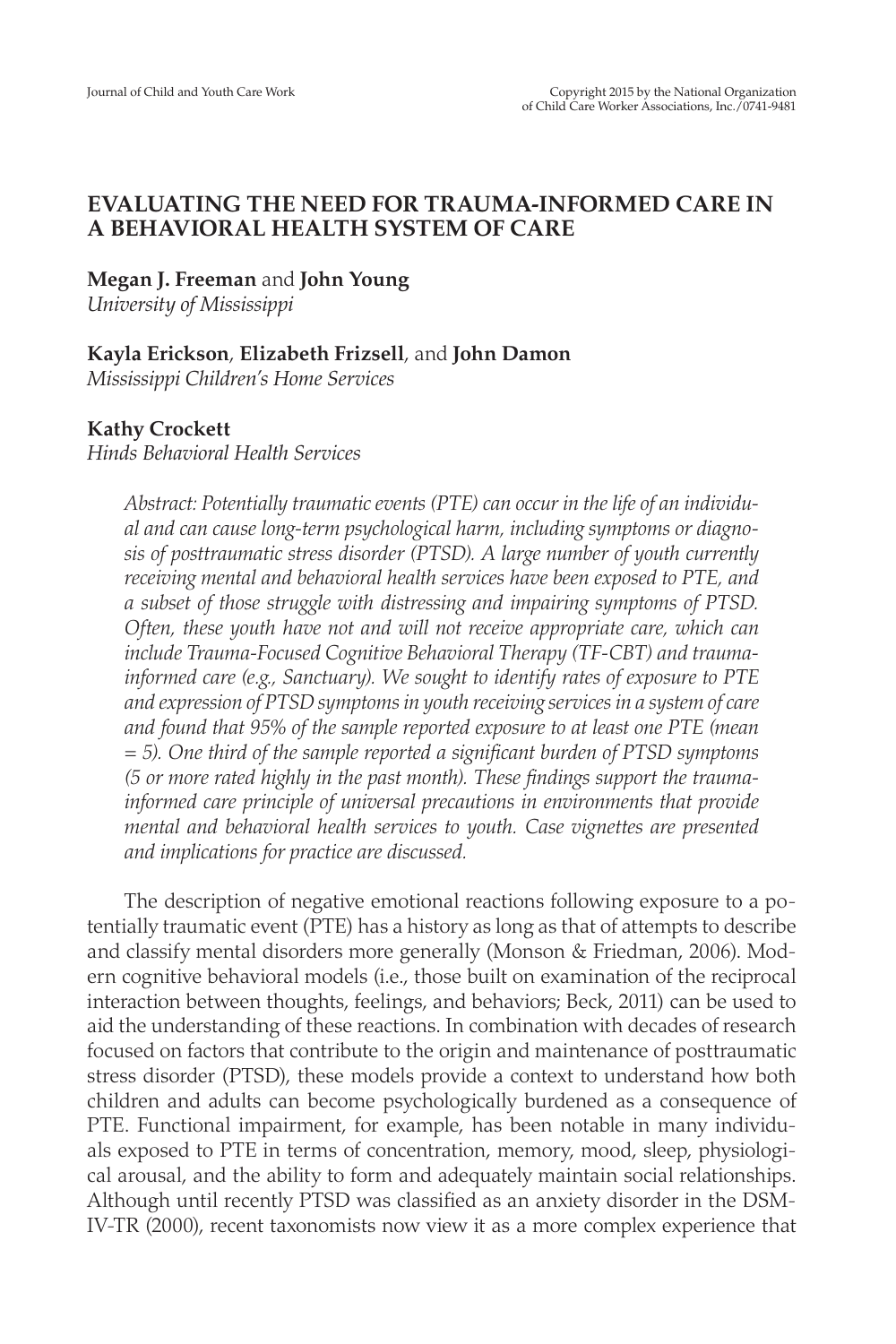# EVALUATING THE NEED FOR TRAUMA-INFORMED CARE IN A BEHAVIORAL HEALTH SYSTEM OF CARE

**Megan J. Freeman** and **John Young**
*University of Mississippi*

**Kayla Erickson**, **Elizabeth Frizsell**, and **John Damon**
*Mississippi Children's Home Services*

**Kathy Crockett**
*Hinds Behavioral Health Services*

*Abstract: Potentially traumatic events (PTE) can occur in the life of an individual and can cause long-term psychological harm, including symptoms or diagnosis of posttraumatic stress disorder (PTSD). A large number of youth currently receiving mental and behavioral health services have been exposed to PTE, and a subset of those struggle with distressing and impairing symptoms of PTSD. Often, these youth have not and will not receive appropriate care, which can include Trauma-Focused Cognitive Behavioral Therapy (TF-CBT) and trauma-informed care (e.g., Sanctuary). We sought to identify rates of exposure to PTE and expression of PTSD symptoms in youth receiving services in a system of care and found that 95% of the sample reported exposure to at least one PTE (mean = 5). One third of the sample reported a significant burden of PTSD symptoms (5 or more rated highly in the past month). These findings support the trauma-informed care principle of universal precautions in environments that provide mental and behavioral health services to youth. Case vignettes are presented and implications for practice are discussed.*

The description of negative emotional reactions following exposure to a potentially traumatic event (PTE) has a history as long as that of attempts to describe and classify mental disorders more generally (Monson & Friedman, 2006). Modern cognitive behavioral models (i.e., those built on examination of the reciprocal interaction between thoughts, feelings, and behaviors; Beck, 2011) can be used to aid the understanding of these reactions. In combination with decades of research focused on factors that contribute to the origin and maintenance of posttraumatic stress disorder (PTSD), these models provide a context to understand how both children and adults can become psychologically burdened as a consequence of PTE. Functional impairment, for example, has been notable in many individuals exposed to PTE in terms of concentration, memory, mood, sleep, physiological arousal, and the ability to form and adequately maintain social relationships. Although until recently PTSD was classified as an anxiety disorder in the DSM-IV-TR (2000), recent taxonomists now view it as a more complex experience that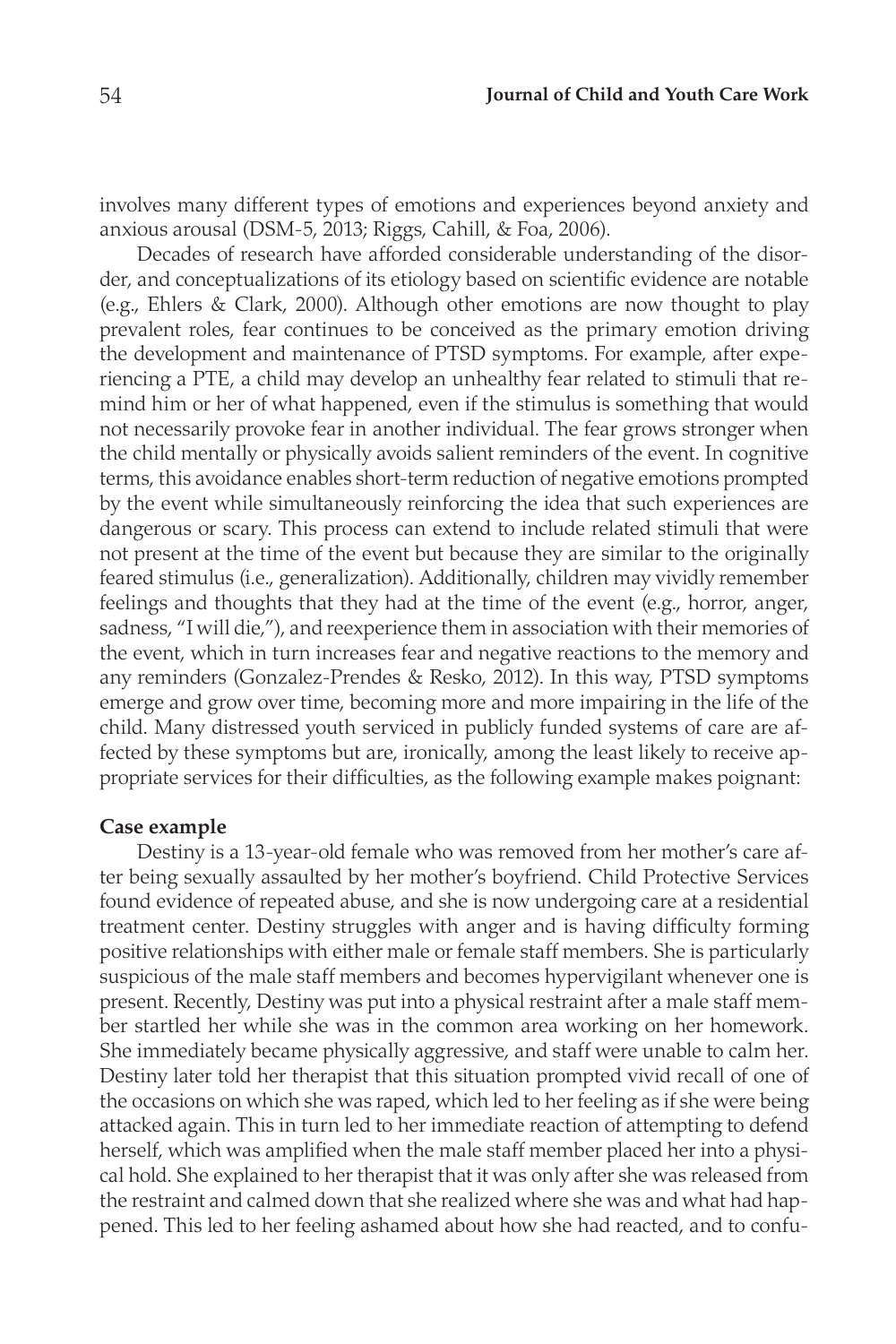involves many different types of emotions and experiences beyond anxiety and anxious arousal (DSM-5, 2013; Riggs, Cahill, & Foa, 2006).

Decades of research have afforded considerable understanding of the disorder, and conceptualizations of its etiology based on scientific evidence are notable (e.g., Ehlers & Clark, 2000). Although other emotions are now thought to play prevalent roles, fear continues to be conceived as the primary emotion driving the development and maintenance of PTSD symptoms. For example, after experiencing a PTE, a child may develop an unhealthy fear related to stimuli that remind him or her of what happened, even if the stimulus is something that would not necessarily provoke fear in another individual. The fear grows stronger when the child mentally or physically avoids salient reminders of the event. In cognitive terms, this avoidance enables short-term reduction of negative emotions prompted by the event while simultaneously reinforcing the idea that such experiences are dangerous or scary. This process can extend to include related stimuli that were not present at the time of the event but because they are similar to the originally feared stimulus (i.e., generalization). Additionally, children may vividly remember feelings and thoughts that they had at the time of the event (e.g., horror, anger, sadness, "I will die,"), and reexperience them in association with their memories of the event, which in turn increases fear and negative reactions to the memory and any reminders (Gonzalez-Prendes & Resko, 2012). In this way, PTSD symptoms emerge and grow over time, becoming more and more impairing in the life of the child. Many distressed youth serviced in publicly funded systems of care are affected by these symptoms but are, ironically, among the least likely to receive appropriate services for their difficulties, as the following example makes poignant:

**Case example**

Destiny is a 13-year-old female who was removed from her mother's care after being sexually assaulted by her mother's boyfriend. Child Protective Services found evidence of repeated abuse, and she is now undergoing care at a residential treatment center. Destiny struggles with anger and is having difficulty forming positive relationships with either male or female staff members. She is particularly suspicious of the male staff members and becomes hypervigilant whenever one is present. Recently, Destiny was put into a physical restraint after a male staff member startled her while she was in the common area working on her homework. She immediately became physically aggressive, and staff were unable to calm her. Destiny later told her therapist that this situation prompted vivid recall of one of the occasions on which she was raped, which led to her feeling as if she were being attacked again. This in turn led to her immediate reaction of attempting to defend herself, which was amplified when the male staff member placed her into a physical hold. She explained to her therapist that it was only after she was released from the restraint and calmed down that she realized where she was and what had happened. This led to her feeling ashamed about how she had reacted, and to confu-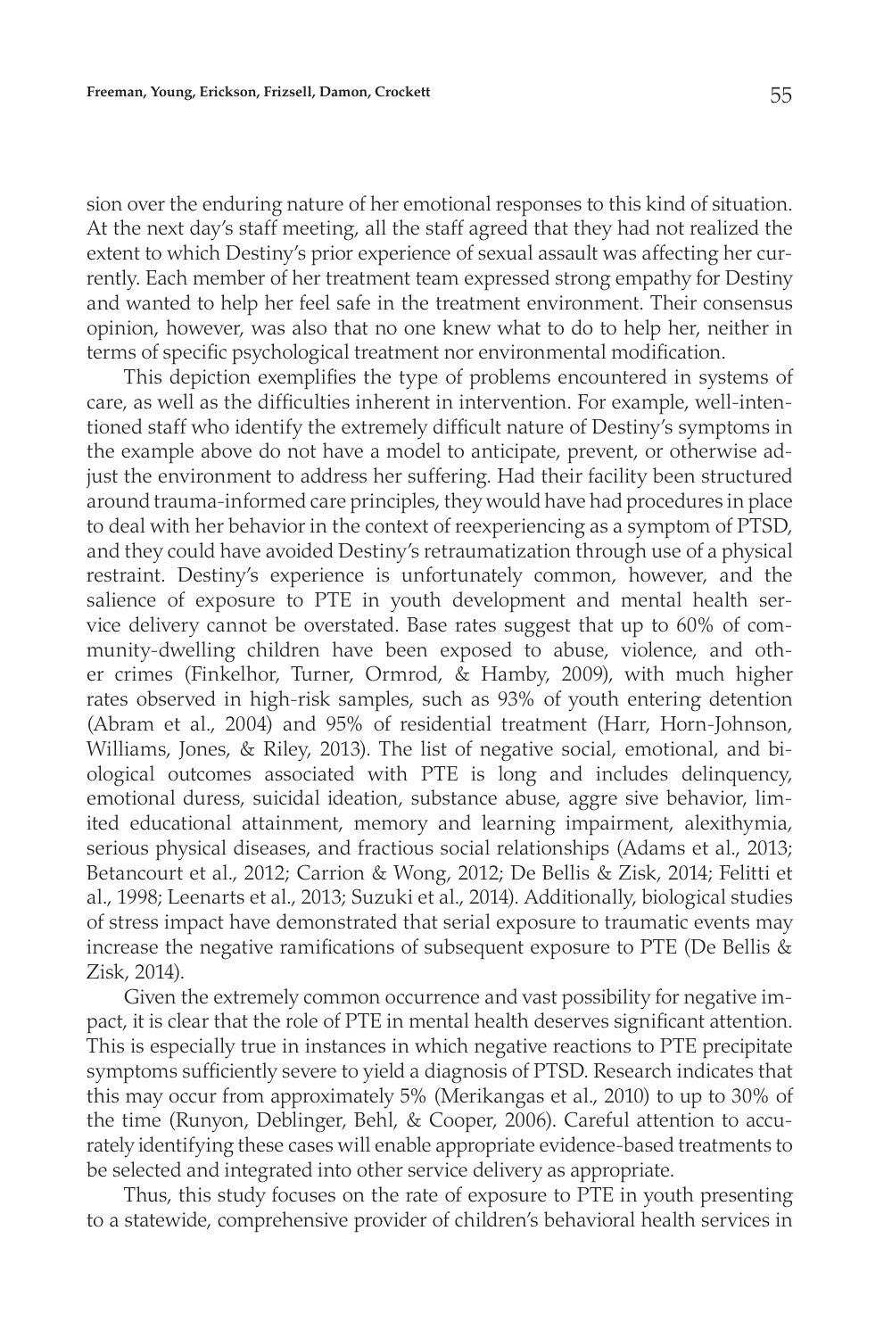sion over the enduring nature of her emotional responses to this kind of situation. At the next day's staff meeting, all the staff agreed that they had not realized the extent to which Destiny's prior experience of sexual assault was affecting her currently. Each member of her treatment team expressed strong empathy for Destiny and wanted to help her feel safe in the treatment environment. Their consensus opinion, however, was also that no one knew what to do to help her, neither in terms of specific psychological treatment nor environmental modification.

This depiction exemplifies the type of problems encountered in systems of care, as well as the difficulties inherent in intervention. For example, well-intentioned staff who identify the extremely difficult nature of Destiny's symptoms in the example above do not have a model to anticipate, prevent, or otherwise adjust the environment to address her suffering. Had their facility been structured around trauma-informed care principles, they would have had procedures in place to deal with her behavior in the context of reexperiencing as a symptom of PTSD, and they could have avoided Destiny's retraumatization through use of a physical restraint. Destiny's experience is unfortunately common, however, and the salience of exposure to PTE in youth development and mental health service delivery cannot be overstated. Base rates suggest that up to 60% of community-dwelling children have been exposed to abuse, violence, and other crimes (Finkelhor, Turner, Ormrod, & Hamby, 2009), with much higher rates observed in high-risk samples, such as 93% of youth entering detention (Abram et al., 2004) and 95% of residential treatment (Harr, Horn-Johnson, Williams, Jones, & Riley, 2013). The list of negative social, emotional, and biological outcomes associated with PTE is long and includes delinquency, emotional duress, suicidal ideation, substance abuse, aggre sive behavior, limited educational attainment, memory and learning impairment, alexithymia, serious physical diseases, and fractious social relationships (Adams et al., 2013; Betancourt et al., 2012; Carrion & Wong, 2012; De Bellis & Zisk, 2014; Felitti et al., 1998; Leenarts et al., 2013; Suzuki et al., 2014). Additionally, biological studies of stress impact have demonstrated that serial exposure to traumatic events may increase the negative ramifications of subsequent exposure to PTE (De Bellis & Zisk, 2014).

Given the extremely common occurrence and vast possibility for negative impact, it is clear that the role of PTE in mental health deserves significant attention. This is especially true in instances in which negative reactions to PTE precipitate symptoms sufficiently severe to yield a diagnosis of PTSD. Research indicates that this may occur from approximately 5% (Merikangas et al., 2010) to up to 30% of the time (Runyon, Deblinger, Behl, & Cooper, 2006). Careful attention to accurately identifying these cases will enable appropriate evidence-based treatments to be selected and integrated into other service delivery as appropriate.

Thus, this study focuses on the rate of exposure to PTE in youth presenting to a statewide, comprehensive provider of children's behavioral health services in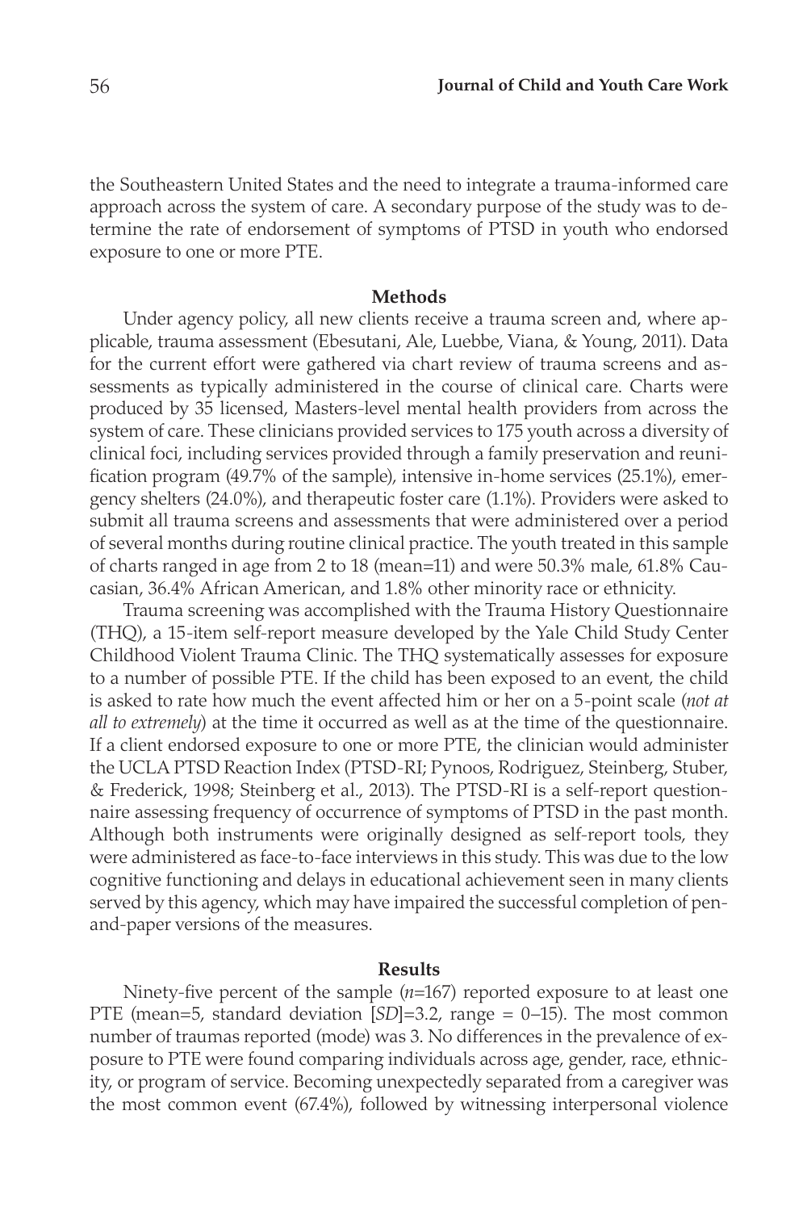the Southeastern United States and the need to integrate a trauma-informed care approach across the system of care. A secondary purpose of the study was to determine the rate of endorsement of symptoms of PTSD in youth who endorsed exposure to one or more PTE.

## Methods

Under agency policy, all new clients receive a trauma screen and, where applicable, trauma assessment (Ebesutani, Ale, Luebbe, Viana, & Young, 2011). Data for the current effort were gathered via chart review of trauma screens and assessments as typically administered in the course of clinical care. Charts were produced by 35 licensed, Masters-level mental health providers from across the system of care. These clinicians provided services to 175 youth across a diversity of clinical foci, including services provided through a family preservation and reunification program (49.7% of the sample), intensive in-home services (25.1%), emergency shelters (24.0%), and therapeutic foster care (1.1%). Providers were asked to submit all trauma screens and assessments that were administered over a period of several months during routine clinical practice. The youth treated in this sample of charts ranged in age from 2 to 18 (mean=11) and were 50.3% male, 61.8% Caucasian, 36.4% African American, and 1.8% other minority race or ethnicity.

Trauma screening was accomplished with the Trauma History Questionnaire (THQ), a 15-item self-report measure developed by the Yale Child Study Center Childhood Violent Trauma Clinic. The THQ systematically assesses for exposure to a number of possible PTE. If the child has been exposed to an event, the child is asked to rate how much the event affected him or her on a 5-point scale (*not at all to extremely*) at the time it occurred as well as at the time of the questionnaire. If a client endorsed exposure to one or more PTE, the clinician would administer the UCLA PTSD Reaction Index (PTSD-RI; Pynoos, Rodriguez, Steinberg, Stuber, & Frederick, 1998; Steinberg et al., 2013). The PTSD-RI is a self-report questionnaire assessing frequency of occurrence of symptoms of PTSD in the past month. Although both instruments were originally designed as self-report tools, they were administered as face-to-face interviews in this study. This was due to the low cognitive functioning and delays in educational achievement seen in many clients served by this agency, which may have impaired the successful completion of pen-and-paper versions of the measures.

## Results

Ninety-five percent of the sample ($n$=167) reported exposure to at least one PTE (mean=5, standard deviation [*SD*]=3.2, range = 0–15). The most common number of traumas reported (mode) was 3. No differences in the prevalence of exposure to PTE were found comparing individuals across age, gender, race, ethnicity, or program of service. Becoming unexpectedly separated from a caregiver was the most common event (67.4%), followed by witnessing interpersonal violence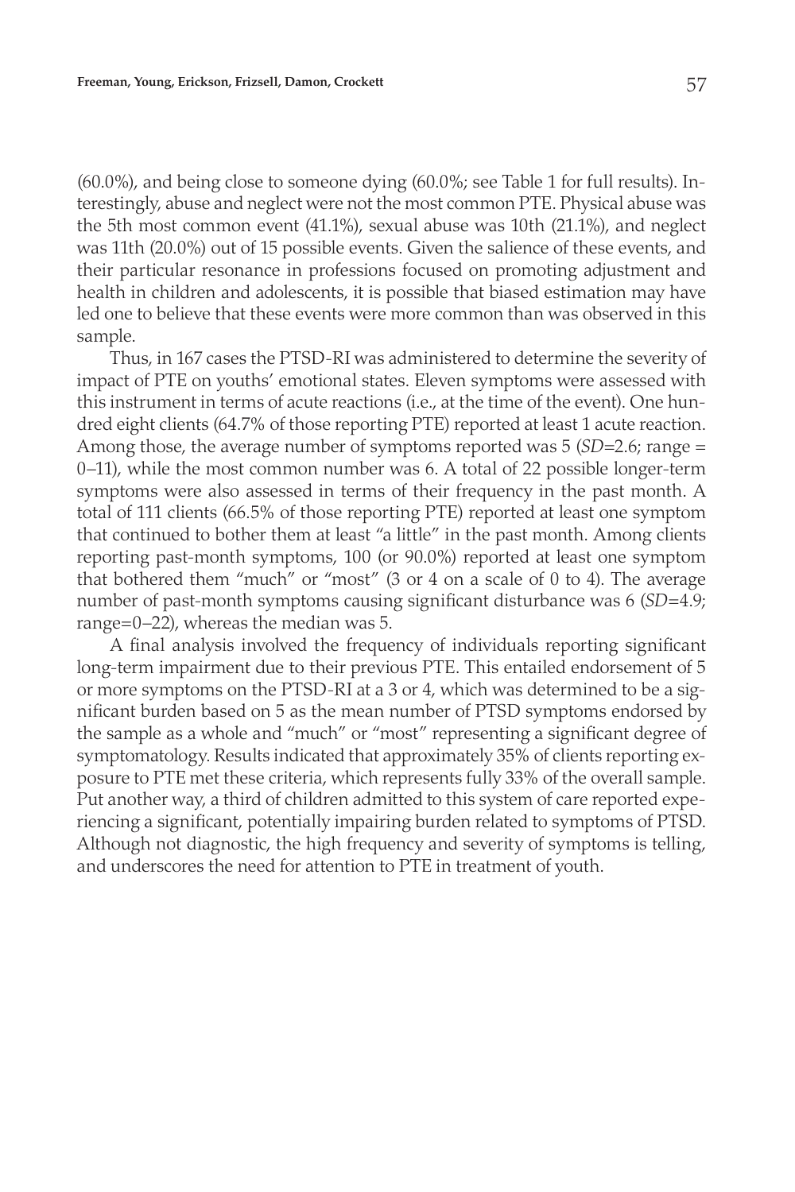(60.0%), and being close to someone dying (60.0%; see Table 1 for full results). Interestingly, abuse and neglect were not the most common PTE. Physical abuse was the 5th most common event (41.1%), sexual abuse was 10th (21.1%), and neglect was 11th (20.0%) out of 15 possible events. Given the salience of these events, and their particular resonance in professions focused on promoting adjustment and health in children and adolescents, it is possible that biased estimation may have led one to believe that these events were more common than was observed in this sample.

Thus, in 167 cases the PTSD-RI was administered to determine the severity of impact of PTE on youths' emotional states. Eleven symptoms were assessed with this instrument in terms of acute reactions (i.e., at the time of the event). One hundred eight clients (64.7% of those reporting PTE) reported at least 1 acute reaction. Among those, the average number of symptoms reported was 5 (*SD*=2.6; range = 0–11), while the most common number was 6. A total of 22 possible longer-term symptoms were also assessed in terms of their frequency in the past month. A total of 111 clients (66.5% of those reporting PTE) reported at least one symptom that continued to bother them at least "a little" in the past month. Among clients reporting past-month symptoms, 100 (or 90.0%) reported at least one symptom that bothered them "much" or "most" (3 or 4 on a scale of 0 to 4). The average number of past-month symptoms causing significant disturbance was 6 (*SD*=4.9; range=0–22), whereas the median was 5.

A final analysis involved the frequency of individuals reporting significant long-term impairment due to their previous PTE. This entailed endorsement of 5 or more symptoms on the PTSD-RI at a 3 or 4, which was determined to be a significant burden based on 5 as the mean number of PTSD symptoms endorsed by the sample as a whole and "much" or "most" representing a significant degree of symptomatology. Results indicated that approximately 35% of clients reporting exposure to PTE met these criteria, which represents fully 33% of the overall sample. Put another way, a third of children admitted to this system of care reported experiencing a significant, potentially impairing burden related to symptoms of PTSD. Although not diagnostic, the high frequency and severity of symptoms is telling, and underscores the need for attention to PTE in treatment of youth.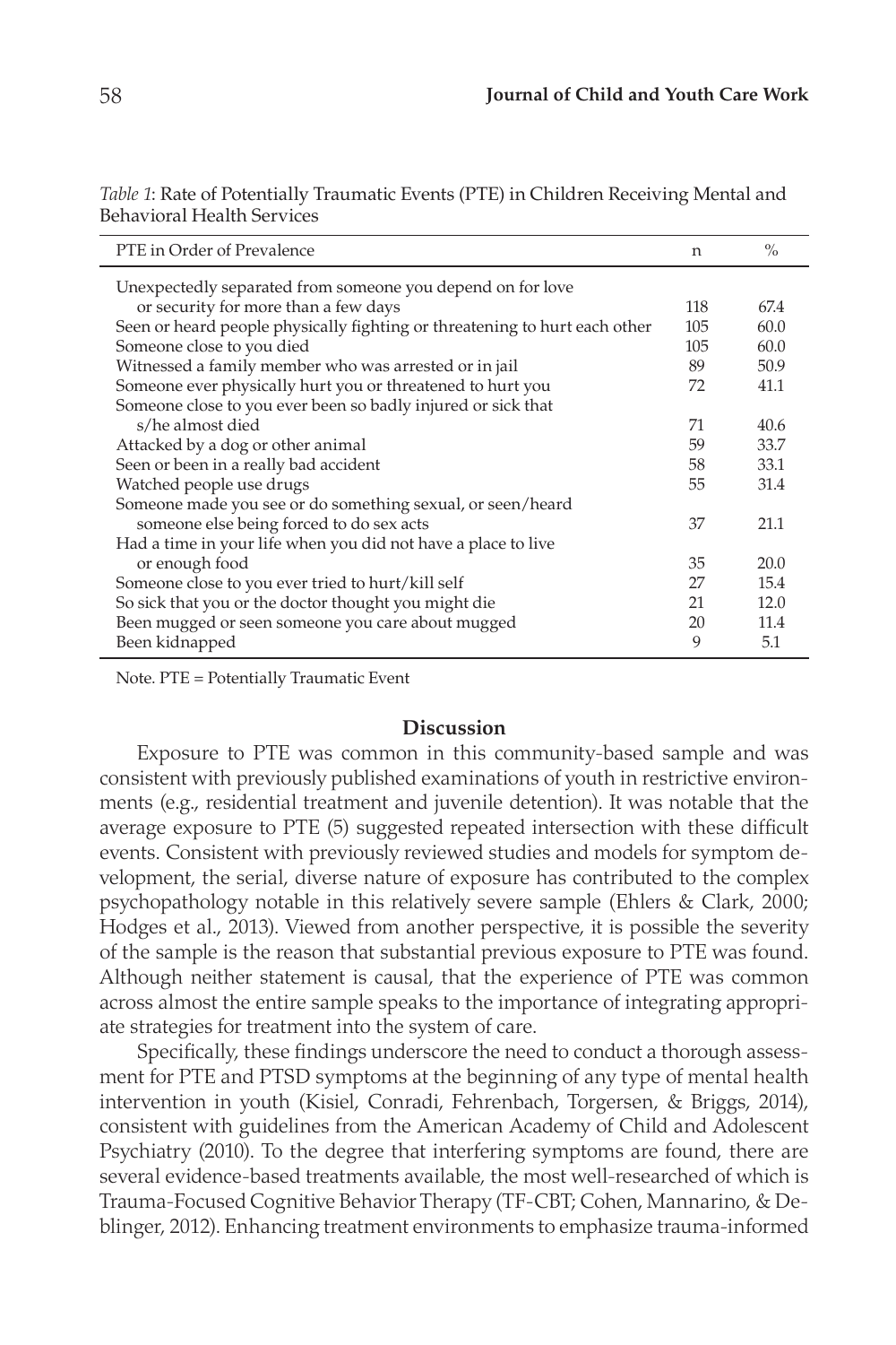*Table 1*: Rate of Potentially Traumatic Events (PTE) in Children Receiving Mental and Behavioral Health Services

| PTE in Order of Prevalence | n | % |
|---|---|---|
| Unexpectedly separated from someone you depend on for love or security for more than a few days | 118 | 67.4 |
| Seen or heard people physically fighting or threatening to hurt each other | 105 | 60.0 |
| Someone close to you died | 105 | 60.0 |
| Witnessed a family member who was arrested or in jail | 89 | 50.9 |
| Someone ever physically hurt you or threatened to hurt you | 72 | 41.1 |
| Someone close to you ever been so badly injured or sick that s/he almost died | 71 | 40.6 |
| Attacked by a dog or other animal | 59 | 33.7 |
| Seen or been in a really bad accident | 58 | 33.1 |
| Watched people use drugs | 55 | 31.4 |
| Someone made you see or do something sexual, or seen/heard someone else being forced to do sex acts | 37 | 21.1 |
| Had a time in your life when you did not have a place to live or enough food | 35 | 20.0 |
| Someone close to you ever tried to hurt/kill self | 27 | 15.4 |
| So sick that you or the doctor thought you might die | 21 | 12.0 |
| Been mugged or seen someone you care about mugged | 20 | 11.4 |
| Been kidnapped | 9 | 5.1 |

Note. PTE = Potentially Traumatic Event

## Discussion

Exposure to PTE was common in this community-based sample and was consistent with previously published examinations of youth in restrictive environments (e.g., residential treatment and juvenile detention). It was notable that the average exposure to PTE (5) suggested repeated intersection with these difficult events. Consistent with previously reviewed studies and models for symptom development, the serial, diverse nature of exposure has contributed to the complex psychopathology notable in this relatively severe sample (Ehlers & Clark, 2000; Hodges et al., 2013). Viewed from another perspective, it is possible the severity of the sample is the reason that substantial previous exposure to PTE was found. Although neither statement is causal, that the experience of PTE was common across almost the entire sample speaks to the importance of integrating appropriate strategies for treatment into the system of care.

Specifically, these findings underscore the need to conduct a thorough assessment for PTE and PTSD symptoms at the beginning of any type of mental health intervention in youth (Kisiel, Conradi, Fehrenbach, Torgersen, & Briggs, 2014), consistent with guidelines from the American Academy of Child and Adolescent Psychiatry (2010). To the degree that interfering symptoms are found, there are several evidence-based treatments available, the most well-researched of which is Trauma-Focused Cognitive Behavior Therapy (TF-CBT; Cohen, Mannarino, & Deblinger, 2012). Enhancing treatment environments to emphasize trauma-informed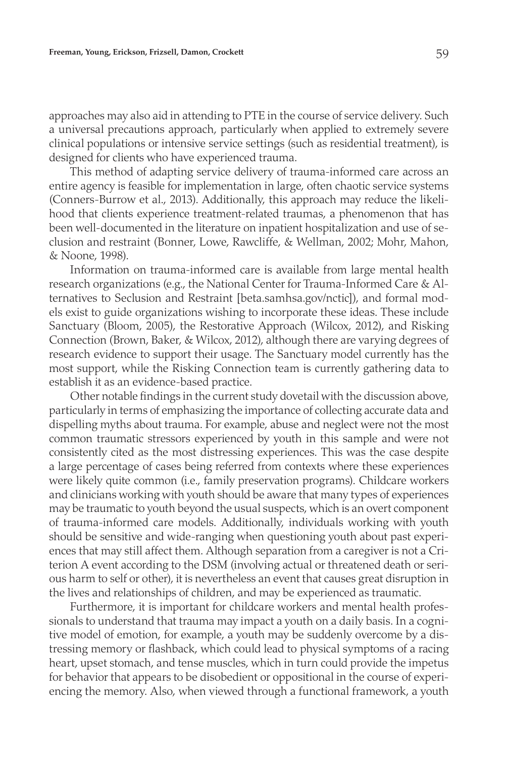approaches may also aid in attending to PTE in the course of service delivery. Such a universal precautions approach, particularly when applied to extremely severe clinical populations or intensive service settings (such as residential treatment), is designed for clients who have experienced trauma.

This method of adapting service delivery of trauma-informed care across an entire agency is feasible for implementation in large, often chaotic service systems (Conners-Burrow et al., 2013). Additionally, this approach may reduce the likelihood that clients experience treatment-related traumas, a phenomenon that has been well-documented in the literature on inpatient hospitalization and use of seclusion and restraint (Bonner, Lowe, Rawcliffe, & Wellman, 2002; Mohr, Mahon, & Noone, 1998).

Information on trauma-informed care is available from large mental health research organizations (e.g., the National Center for Trauma-Informed Care & Alternatives to Seclusion and Restraint [beta.samhsa.gov/nctic]), and formal models exist to guide organizations wishing to incorporate these ideas. These include Sanctuary (Bloom, 2005), the Restorative Approach (Wilcox, 2012), and Risking Connection (Brown, Baker, & Wilcox, 2012), although there are varying degrees of research evidence to support their usage. The Sanctuary model currently has the most support, while the Risking Connection team is currently gathering data to establish it as an evidence-based practice.

Other notable findings in the current study dovetail with the discussion above, particularly in terms of emphasizing the importance of collecting accurate data and dispelling myths about trauma. For example, abuse and neglect were not the most common traumatic stressors experienced by youth in this sample and were not consistently cited as the most distressing experiences. This was the case despite a large percentage of cases being referred from contexts where these experiences were likely quite common (i.e., family preservation programs). Childcare workers and clinicians working with youth should be aware that many types of experiences may be traumatic to youth beyond the usual suspects, which is an overt component of trauma-informed care models. Additionally, individuals working with youth should be sensitive and wide-ranging when questioning youth about past experiences that may still affect them. Although separation from a caregiver is not a Criterion A event according to the DSM (involving actual or threatened death or serious harm to self or other), it is nevertheless an event that causes great disruption in the lives and relationships of children, and may be experienced as traumatic.

Furthermore, it is important for childcare workers and mental health professionals to understand that trauma may impact a youth on a daily basis. In a cognitive model of emotion, for example, a youth may be suddenly overcome by a distressing memory or flashback, which could lead to physical symptoms of a racing heart, upset stomach, and tense muscles, which in turn could provide the impetus for behavior that appears to be disobedient or oppositional in the course of experiencing the memory. Also, when viewed through a functional framework, a youth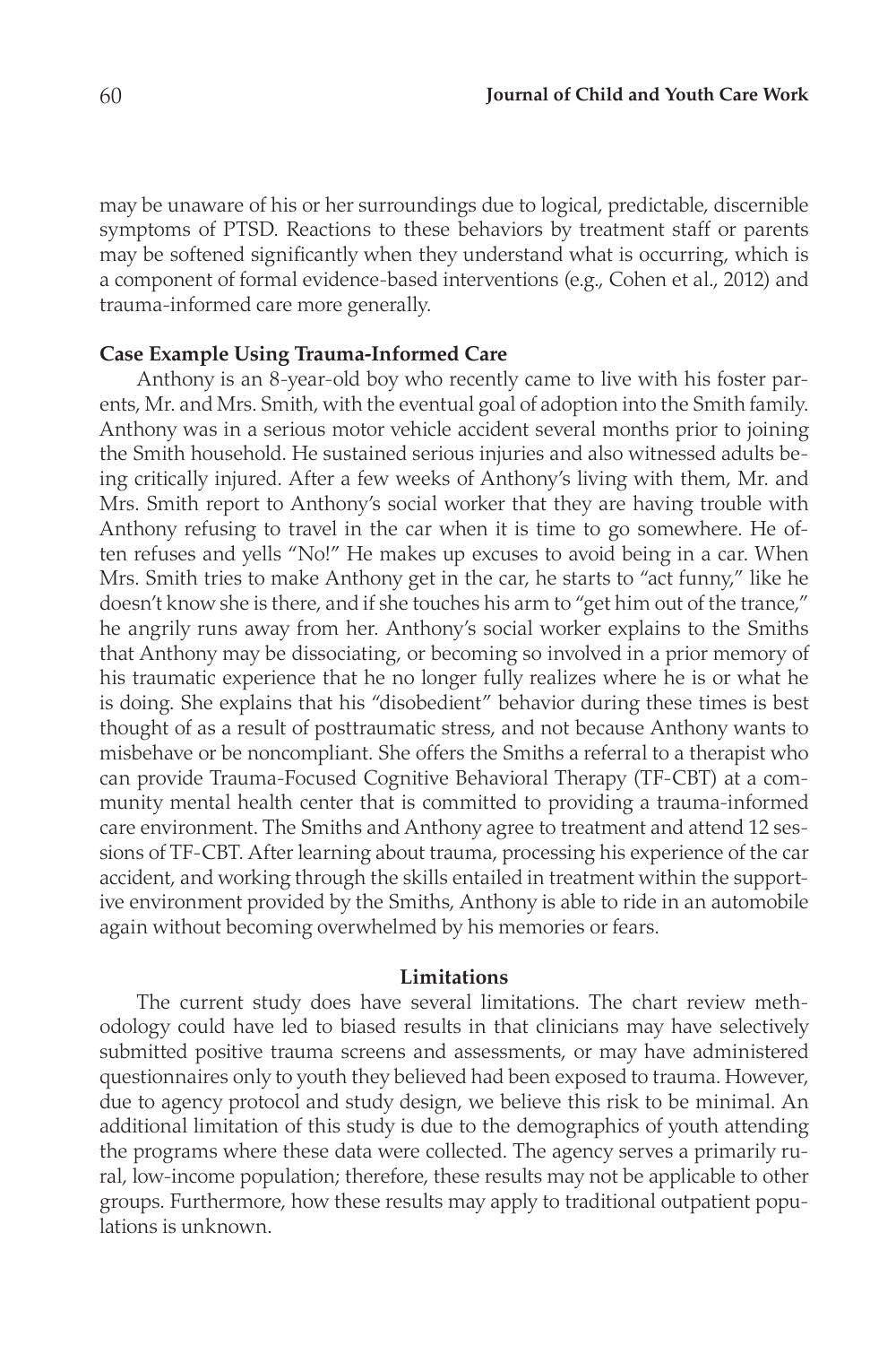may be unaware of his or her surroundings due to logical, predictable, discernible symptoms of PTSD. Reactions to these behaviors by treatment staff or parents may be softened significantly when they understand what is occurring, which is a component of formal evidence-based interventions (e.g., Cohen et al., 2012) and trauma-informed care more generally.

**Case Example Using Trauma-Informed Care**

Anthony is an 8-year-old boy who recently came to live with his foster parents, Mr. and Mrs. Smith, with the eventual goal of adoption into the Smith family. Anthony was in a serious motor vehicle accident several months prior to joining the Smith household. He sustained serious injuries and also witnessed adults being critically injured. After a few weeks of Anthony's living with them, Mr. and Mrs. Smith report to Anthony's social worker that they are having trouble with Anthony refusing to travel in the car when it is time to go somewhere. He often refuses and yells "No!" He makes up excuses to avoid being in a car. When Mrs. Smith tries to make Anthony get in the car, he starts to "act funny," like he doesn't know she is there, and if she touches his arm to "get him out of the trance," he angrily runs away from her. Anthony's social worker explains to the Smiths that Anthony may be dissociating, or becoming so involved in a prior memory of his traumatic experience that he no longer fully realizes where he is or what he is doing. She explains that his "disobedient" behavior during these times is best thought of as a result of posttraumatic stress, and not because Anthony wants to misbehave or be noncompliant. She offers the Smiths a referral to a therapist who can provide Trauma-Focused Cognitive Behavioral Therapy (TF-CBT) at a community mental health center that is committed to providing a trauma-informed care environment. The Smiths and Anthony agree to treatment and attend 12 sessions of TF-CBT. After learning about trauma, processing his experience of the car accident, and working through the skills entailed in treatment within the supportive environment provided by the Smiths, Anthony is able to ride in an automobile again without becoming overwhelmed by his memories or fears.

## Limitations

The current study does have several limitations. The chart review methodology could have led to biased results in that clinicians may have selectively submitted positive trauma screens and assessments, or may have administered questionnaires only to youth they believed had been exposed to trauma. However, due to agency protocol and study design, we believe this risk to be minimal. An additional limitation of this study is due to the demographics of youth attending the programs where these data were collected. The agency serves a primarily rural, low-income population; therefore, these results may not be applicable to other groups. Furthermore, how these results may apply to traditional outpatient populations is unknown.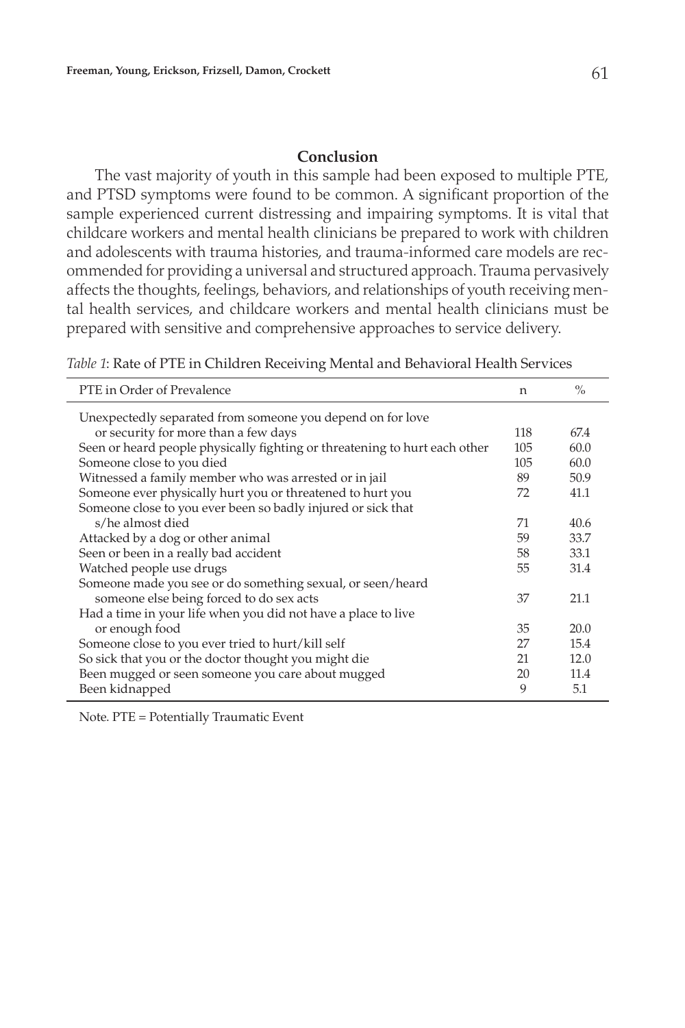## Conclusion

The vast majority of youth in this sample had been exposed to multiple PTE, and PTSD symptoms were found to be common. A significant proportion of the sample experienced current distressing and impairing symptoms. It is vital that childcare workers and mental health clinicians be prepared to work with children and adolescents with trauma histories, and trauma-informed care models are recommended for providing a universal and structured approach. Trauma pervasively affects the thoughts, feelings, behaviors, and relationships of youth receiving mental health services, and childcare workers and mental health clinicians must be prepared with sensitive and comprehensive approaches to service delivery.

*Table 1*: Rate of PTE in Children Receiving Mental and Behavioral Health Services

| PTE in Order of Prevalence | n | % |
|---|---|---|
| Unexpectedly separated from someone you depend on for love or security for more than a few days | 118 | 67.4 |
| Seen or heard people physically fighting or threatening to hurt each other | 105 | 60.0 |
| Someone close to you died | 105 | 60.0 |
| Witnessed a family member who was arrested or in jail | 89 | 50.9 |
| Someone ever physically hurt you or threatened to hurt you | 72 | 41.1 |
| Someone close to you ever been so badly injured or sick that s/he almost died | 71 | 40.6 |
| Attacked by a dog or other animal | 59 | 33.7 |
| Seen or been in a really bad accident | 58 | 33.1 |
| Watched people use drugs | 55 | 31.4 |
| Someone made you see or do something sexual, or seen/heard someone else being forced to do sex acts | 37 | 21.1 |
| Had a time in your life when you did not have a place to live or enough food | 35 | 20.0 |
| Someone close to you ever tried to hurt/kill self | 27 | 15.4 |
| So sick that you or the doctor thought you might die | 21 | 12.0 |
| Been mugged or seen someone you care about mugged | 20 | 11.4 |
| Been kidnapped | 9 | 5.1 |

Note. PTE = Potentially Traumatic Event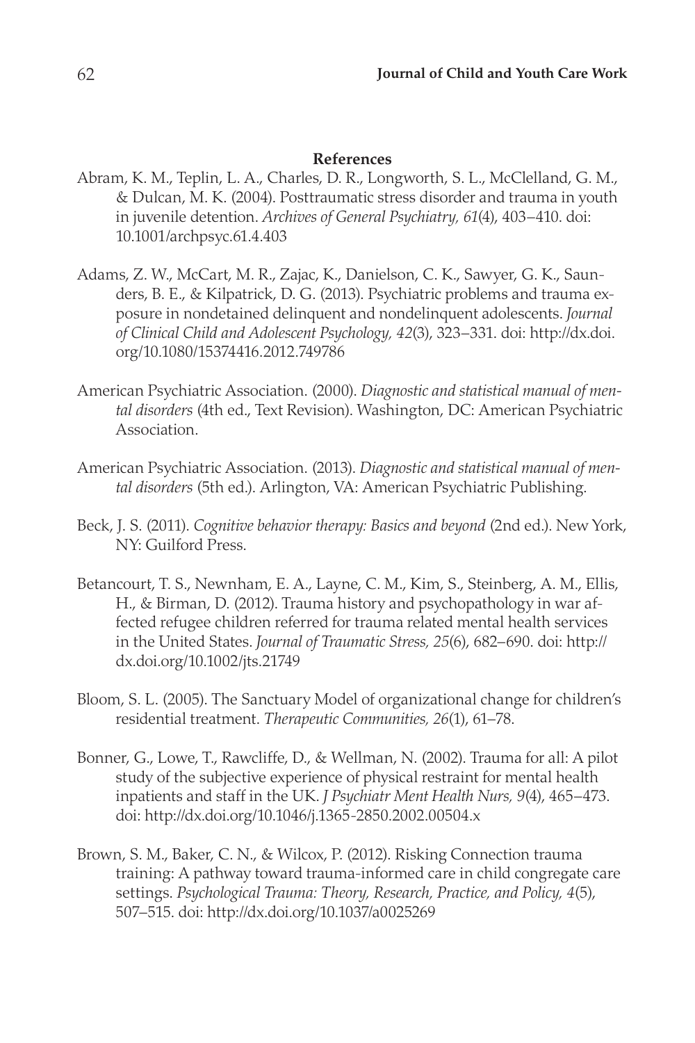## References

Abram, K. M., Teplin, L. A., Charles, D. R., Longworth, S. L., McClelland, G. M., & Dulcan, M. K. (2004). Posttraumatic stress disorder and trauma in youth in juvenile detention. *Archives of General Psychiatry, 61*(4), 403–410. doi: 10.1001/archpsyc.61.4.403

Adams, Z. W., McCart, M. R., Zajac, K., Danielson, C. K., Sawyer, G. K., Saunders, B. E., & Kilpatrick, D. G. (2013). Psychiatric problems and trauma exposure in nondetained delinquent and nondelinquent adolescents. *Journal of Clinical Child and Adolescent Psychology, 42*(3), 323–331. doi: http://dx.doi.org/10.1080/15374416.2012.749786

American Psychiatric Association. (2000). *Diagnostic and statistical manual of mental disorders* (4th ed., Text Revision). Washington, DC: American Psychiatric Association.

American Psychiatric Association. (2013). *Diagnostic and statistical manual of mental disorders* (5th ed.). Arlington, VA: American Psychiatric Publishing.

Beck, J. S. (2011). *Cognitive behavior therapy: Basics and beyond* (2nd ed.). New York, NY: Guilford Press.

Betancourt, T. S., Newnham, E. A., Layne, C. M., Kim, S., Steinberg, A. M., Ellis, H., & Birman, D. (2012). Trauma history and psychopathology in war affected refugee children referred for trauma related mental health services in the United States. *Journal of Traumatic Stress, 25*(6), 682–690. doi: http://dx.doi.org/10.1002/jts.21749

Bloom, S. L. (2005). The Sanctuary Model of organizational change for children's residential treatment. *Therapeutic Communities, 26*(1), 61–78.

Bonner, G., Lowe, T., Rawcliffe, D., & Wellman, N. (2002). Trauma for all: A pilot study of the subjective experience of physical restraint for mental health inpatients and staff in the UK. *J Psychiatr Ment Health Nurs, 9*(4), 465–473. doi: http://dx.doi.org/10.1046/j.1365-2850.2002.00504.x

Brown, S. M., Baker, C. N., & Wilcox, P. (2012). Risking Connection trauma training: A pathway toward trauma-informed care in child congregate care settings. *Psychological Trauma: Theory, Research, Practice, and Policy, 4*(5), 507–515. doi: http://dx.doi.org/10.1037/a0025269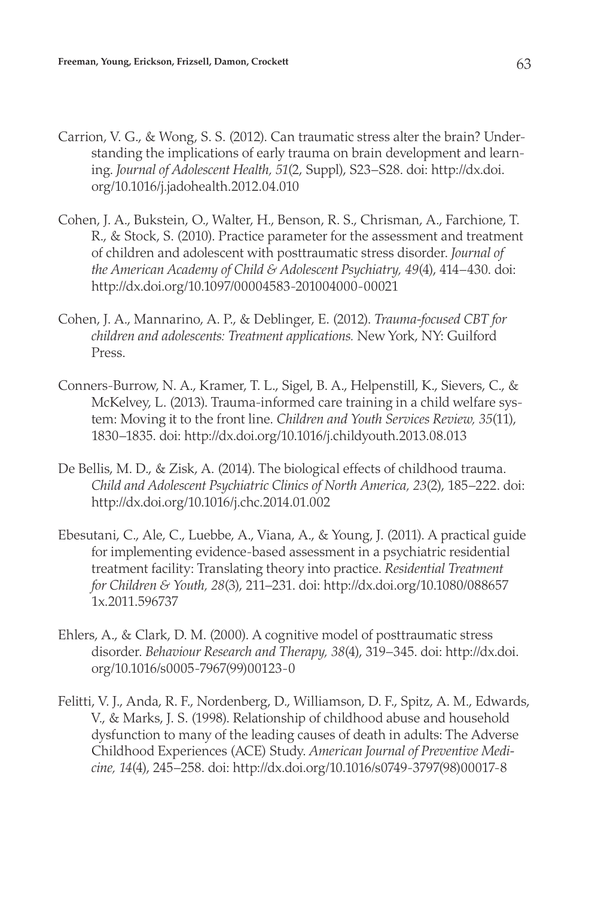Carrion, V. G., & Wong, S. S. (2012). Can traumatic stress alter the brain? Understanding the implications of early trauma on brain development and learning. *Journal of Adolescent Health, 51*(2, Suppl), S23–S28. doi: http://dx.doi.org/10.1016/j.jadohealth.2012.04.010

Cohen, J. A., Bukstein, O., Walter, H., Benson, R. S., Chrisman, A., Farchione, T. R., & Stock, S. (2010). Practice parameter for the assessment and treatment of children and adolescent with posttraumatic stress disorder. *Journal of the American Academy of Child & Adolescent Psychiatry, 49*(4), 414–430. doi: http://dx.doi.org/10.1097/00004583-201004000-00021

Cohen, J. A., Mannarino, A. P., & Deblinger, E. (2012). *Trauma-focused CBT for children and adolescents: Treatment applications.* New York, NY: Guilford Press.

Conners-Burrow, N. A., Kramer, T. L., Sigel, B. A., Helpenstill, K., Sievers, C., & McKelvey, L. (2013). Trauma-informed care training in a child welfare system: Moving it to the front line. *Children and Youth Services Review, 35*(11), 1830–1835. doi: http://dx.doi.org/10.1016/j.childyouth.2013.08.013

De Bellis, M. D., & Zisk, A. (2014). The biological effects of childhood trauma. *Child and Adolescent Psychiatric Clinics of North America, 23*(2), 185–222. doi: http://dx.doi.org/10.1016/j.chc.2014.01.002

Ebesutani, C., Ale, C., Luebbe, A., Viana, A., & Young, J. (2011). A practical guide for implementing evidence-based assessment in a psychiatric residential treatment facility: Translating theory into practice. *Residential Treatment for Children & Youth, 28*(3), 211–231. doi: http://dx.doi.org/10.1080/0886571x.2011.596737

Ehlers, A., & Clark, D. M. (2000). A cognitive model of posttraumatic stress disorder. *Behaviour Research and Therapy, 38*(4), 319–345. doi: http://dx.doi.org/10.1016/s0005-7967(99)00123-0

Felitti, V. J., Anda, R. F., Nordenberg, D., Williamson, D. F., Spitz, A. M., Edwards, V., & Marks, J. S. (1998). Relationship of childhood abuse and household dysfunction to many of the leading causes of death in adults: The Adverse Childhood Experiences (ACE) Study. *American Journal of Preventive Medicine, 14*(4), 245–258. doi: http://dx.doi.org/10.1016/s0749-3797(98)00017-8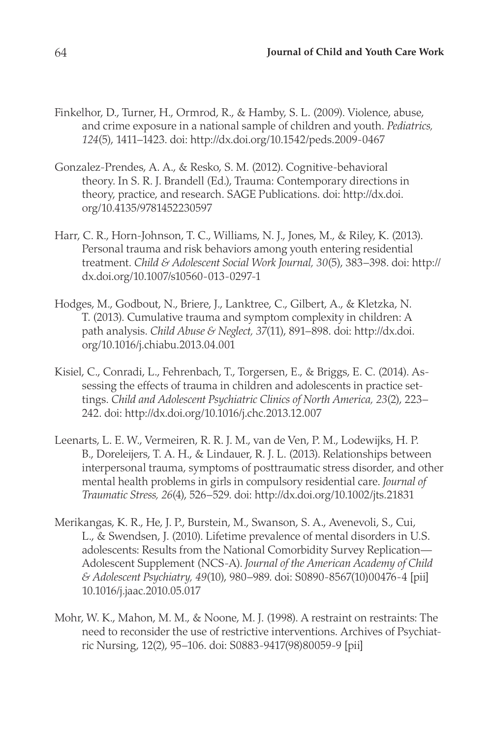Finkelhor, D., Turner, H., Ormrod, R., & Hamby, S. L. (2009). Violence, abuse, and crime exposure in a national sample of children and youth. *Pediatrics, 124*(5), 1411–1423. doi: http://dx.doi.org/10.1542/peds.2009-0467

Gonzalez-Prendes, A. A., & Resko, S. M. (2012). Cognitive-behavioral theory. In S. R. J. Brandell (Ed.), Trauma: Contemporary directions in theory, practice, and research. SAGE Publications. doi: http://dx.doi.org/10.4135/9781452230597

Harr, C. R., Horn-Johnson, T. C., Williams, N. J., Jones, M., & Riley, K. (2013). Personal trauma and risk behaviors among youth entering residential treatment. *Child & Adolescent Social Work Journal, 30*(5), 383–398. doi: http://dx.doi.org/10.1007/s10560-013-0297-1

Hodges, M., Godbout, N., Briere, J., Lanktree, C., Gilbert, A., & Kletzka, N. T. (2013). Cumulative trauma and symptom complexity in children: A path analysis. *Child Abuse & Neglect, 37*(11), 891–898. doi: http://dx.doi.org/10.1016/j.chiabu.2013.04.001

Kisiel, C., Conradi, L., Fehrenbach, T., Torgersen, E., & Briggs, E. C. (2014). Assessing the effects of trauma in children and adolescents in practice settings. *Child and Adolescent Psychiatric Clinics of North America, 23*(2), 223–242. doi: http://dx.doi.org/10.1016/j.chc.2013.12.007

Leenarts, L. E. W., Vermeiren, R. R. J. M., van de Ven, P. M., Lodewijks, H. P. B., Doreleijers, T. A. H., & Lindauer, R. J. L. (2013). Relationships between interpersonal trauma, symptoms of posttraumatic stress disorder, and other mental health problems in girls in compulsory residential care. *Journal of Traumatic Stress, 26*(4), 526–529. doi: http://dx.doi.org/10.1002/jts.21831

Merikangas, K. R., He, J. P., Burstein, M., Swanson, S. A., Avenevoli, S., Cui, L., & Swendsen, J. (2010). Lifetime prevalence of mental disorders in U.S. adolescents: Results from the National Comorbidity Survey Replication—Adolescent Supplement (NCS-A). *Journal of the American Academy of Child & Adolescent Psychiatry, 49*(10), 980–989. doi: S0890-8567(10)00476-4 [pii] 10.1016/j.jaac.2010.05.017

Mohr, W. K., Mahon, M. M., & Noone, M. J. (1998). A restraint on restraints: The need to reconsider the use of restrictive interventions. Archives of Psychiatric Nursing, 12(2), 95–106. doi: S0883-9417(98)80059-9 [pii]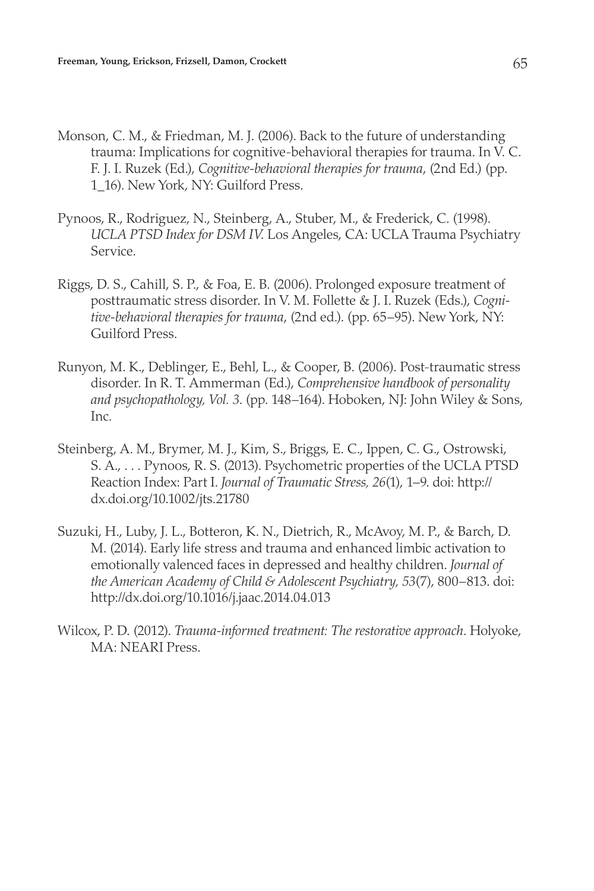Monson, C. M., & Friedman, M. J. (2006). Back to the future of understanding trauma: Implications for cognitive-behavioral therapies for trauma. In V. C. F. J. I. Ruzek (Ed.), *Cognitive-behavioral therapies for trauma*, (2nd Ed.) (pp. 1_16). New York, NY: Guilford Press.

Pynoos, R., Rodriguez, N., Steinberg, A., Stuber, M., & Frederick, C. (1998). *UCLA PTSD Index for DSM IV.* Los Angeles, CA: UCLA Trauma Psychiatry Service.

Riggs, D. S., Cahill, S. P., & Foa, E. B. (2006). Prolonged exposure treatment of posttraumatic stress disorder. In V. M. Follette & J. I. Ruzek (Eds.), *Cognitive-behavioral therapies for trauma*, (2nd ed.). (pp. 65–95). New York, NY: Guilford Press.

Runyon, M. K., Deblinger, E., Behl, L., & Cooper, B. (2006). Post-traumatic stress disorder. In R. T. Ammerman (Ed.), *Comprehensive handbook of personality and psychopathology, Vol. 3.* (pp. 148–164). Hoboken, NJ: John Wiley & Sons, Inc.

Steinberg, A. M., Brymer, M. J., Kim, S., Briggs, E. C., Ippen, C. G., Ostrowski, S. A., . . . Pynoos, R. S. (2013). Psychometric properties of the UCLA PTSD Reaction Index: Part I. *Journal of Traumatic Stress, 26*(1), 1–9. doi: http://dx.doi.org/10.1002/jts.21780

Suzuki, H., Luby, J. L., Botteron, K. N., Dietrich, R., McAvoy, M. P., & Barch, D. M. (2014). Early life stress and trauma and enhanced limbic activation to emotionally valenced faces in depressed and healthy children. *Journal of the American Academy of Child & Adolescent Psychiatry, 53*(7), 800–813. doi: http://dx.doi.org/10.1016/j.jaac.2014.04.013

Wilcox, P. D. (2012). *Trauma-informed treatment: The restorative approach*. Holyoke, MA: NEARI Press.